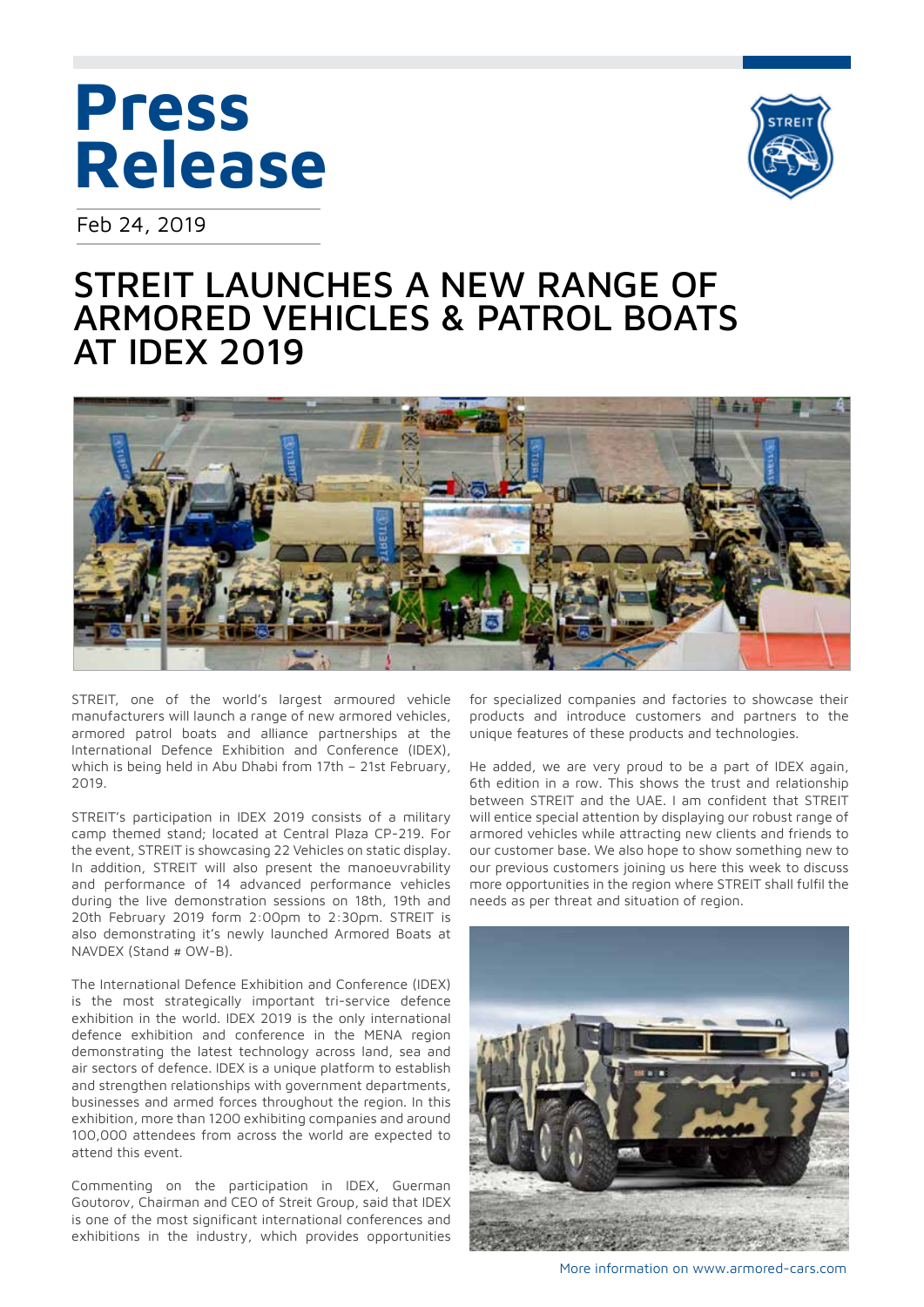# Press Release

Feb 24, 2019

## STREIT LAUNCHES A NEW RANGE OF ARMORED VEHICLES & PATROL BOATS AT IDEX 2019

STREIT, one of the world's largest armoured vehicle manufacturers will launch a range of new armored vehicles, armored patrol boats and alliance partnerships at the International Defence Exhibition and Conference (IDEX), which is being held in Abu Dhabi from 17th – 21st February, 2019.

STREIT's participation in IDEX 2019 consists of a military camp themed stand; located at Central Plaza CP-219. For the event, STREIT is showcasing 22 Vehicles on static display. In addition, STREIT will also present the manoeuvrability and performance of 14 advanced performance vehicles during the live demonstration sessions on 18th, 19th and 20th February 2019 form 2:00pm to 2:30pm. STREIT is also demonstrating it's newly launched Armored Boats at NAVDEX (Stand # OW-B).

The International Defence Exhibition and Conference (IDEX) is the most strategically important tri-service defence exhibition in the world. IDEX 2019 is the only international defence exhibition and conference in the MENA region demonstrating the latest technology across land, sea and air sectors of defence. IDEX is a unique platform to establish and strengthen relationships with government departments, businesses and armed forces throughout the region. In this exhibition, more than 1200 exhibiting companies and around 100,000 attendees from across the world are expected to attend this event.

Commenting on the participation in IDEX, Guerman Goutorov, Chairman and CEO of Streit Group, said that IDEX is one of the most significant international conferences and exhibitions in the industry, which provides opportunities for specialized companies and factories to showcase their products and introduce customers and partners to the unique features of these products and technologies.

He added, we are very proud to be a part of IDEX again, 6th edition in a row. This shows the trust and relationship between STREIT and the UAE. I am confident that STREIT will entice special attention by displaying our robust range of armored vehicles while attracting new clients and friends to our customer base. We also hope to show something new to our previous customers joining us here this week to discuss more opportunities in the region where STREIT shall fulfil the needs as per threat and situation of region.

More information on www.armored-cars.com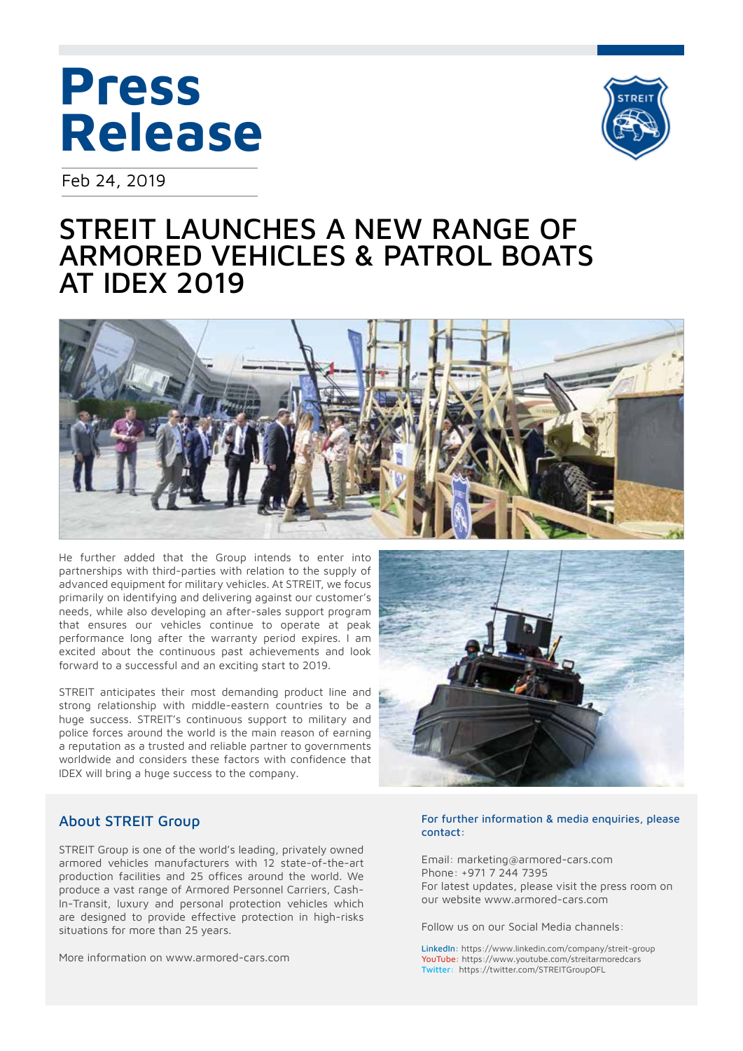# Press Release

Feb 24, 2019

# STREIT LAUNCHES A NEW RANGE OF ARMORED VEHICLES & PATROL BOATS AT IDEX 2019

He further added that the Group intends to enter into partnerships with third-parties with relation to the supply of advanced equipment for military vehicles. At STREIT, we focus primarily on identifying and delivering against our customer's needs, while also developing an after-sales support program that ensures our vehicles continue to operate at peak performance long after the warranty period expires. I am excited about the continuous past achievements and look forward to a successful and an exciting start to 2019.

STREIT anticipates their most demanding product line and strong relationship with middle-eastern countries to be a huge success. STREIT's continuous support to military and police forces around the world is the main reason of earning a reputation as a trusted and reliable partner to governments worldwide and considers these factors with confidence that IDEX will bring a huge success to the company.

## About STREIT Group

STREIT Group is one of the world's leading, privately owned armored vehicles manufacturers with 12 state-of-the-art production facilities and 25 offices around the world. We produce a vast range of Armored Personnel Carriers, Cash-In-Transit, luxury and personal protection vehicles which are designed to provide effective protection in high-risks situations for more than 25 years.

More information on www.armored-cars.com

### For further information & media enquiries, please contact:

Email: marketing@armored-cars.com
Phone: +971 7 244 7395
For latest updates, please visit the press room on our website www.armored-cars.com

Follow us on our Social Media channels:

LinkedIn: https://www.linkedin.com/company/streit-group
YouTube: https://www.youtube.com/streitarmoredcars
Twitter: https://twitter.com/STREITGroupOFL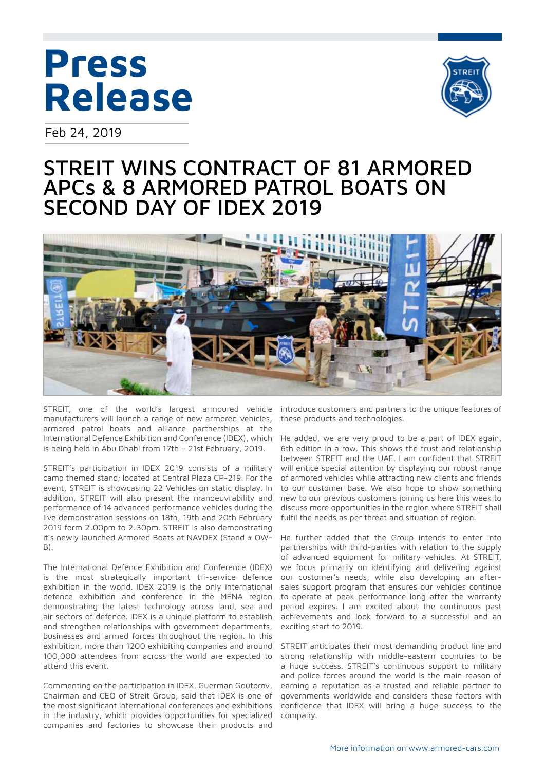# Press Release

Feb 24, 2019

## STREIT WINS CONTRACT OF 81 ARMORED APCs & 8 ARMORED PATROL BOATS ON SECOND DAY OF IDEX 2019

STREIT, one of the world's largest armoured vehicle manufacturers will launch a range of new armored vehicles, armored patrol boats and alliance partnerships at the International Defence Exhibition and Conference (IDEX), which is being held in Abu Dhabi from 17th – 21st February, 2019.

STREIT's participation in IDEX 2019 consists of a military camp themed stand; located at Central Plaza CP-219. For the event, STREIT is showcasing 22 Vehicles on static display. In addition, STREIT will also present the manoeuvrability and performance of 14 advanced performance vehicles during the live demonstration sessions on 18th, 19th and 20th February 2019 form 2:00pm to 2:30pm. STREIT is also demonstrating it's newly launched Armored Boats at NAVDEX (Stand # OW-B).

The International Defence Exhibition and Conference (IDEX) is the most strategically important tri-service defence exhibition in the world. IDEX 2019 is the only international defence exhibition and conference in the MENA region demonstrating the latest technology across land, sea and air sectors of defence. IDEX is a unique platform to establish and strengthen relationships with government departments, businesses and armed forces throughout the region. In this exhibition, more than 1200 exhibiting companies and around 100,000 attendees from across the world are expected to attend this event.

Commenting on the participation in IDEX, Guerman Goutorov, Chairman and CEO of Streit Group, said that IDEX is one of the most significant international conferences and exhibitions in the industry, which provides opportunities for specialized companies and factories to showcase their products and introduce customers and partners to the unique features of these products and technologies.

He added, we are very proud to be a part of IDEX again, 6th edition in a row. This shows the trust and relationship between STREIT and the UAE. I am confident that STREIT will entice special attention by displaying our robust range of armored vehicles while attracting new clients and friends to our customer base. We also hope to show something new to our previous customers joining us here this week to discuss more opportunities in the region where STREIT shall fulfil the needs as per threat and situation of region.

He further added that the Group intends to enter into partnerships with third-parties with relation to the supply of advanced equipment for military vehicles. At STREIT, we focus primarily on identifying and delivering against our customer's needs, while also developing an after-sales support program that ensures our vehicles continue to operate at peak performance long after the warranty period expires. I am excited about the continuous past achievements and look forward to a successful and an exciting start to 2019.

STREIT anticipates their most demanding product line and strong relationship with middle-eastern countries to be a huge success. STREIT's continuous support to military and police forces around the world is the main reason of earning a reputation as a trusted and reliable partner to governments worldwide and considers these factors with confidence that IDEX will bring a huge success to the company.

More information on www.armored-cars.com